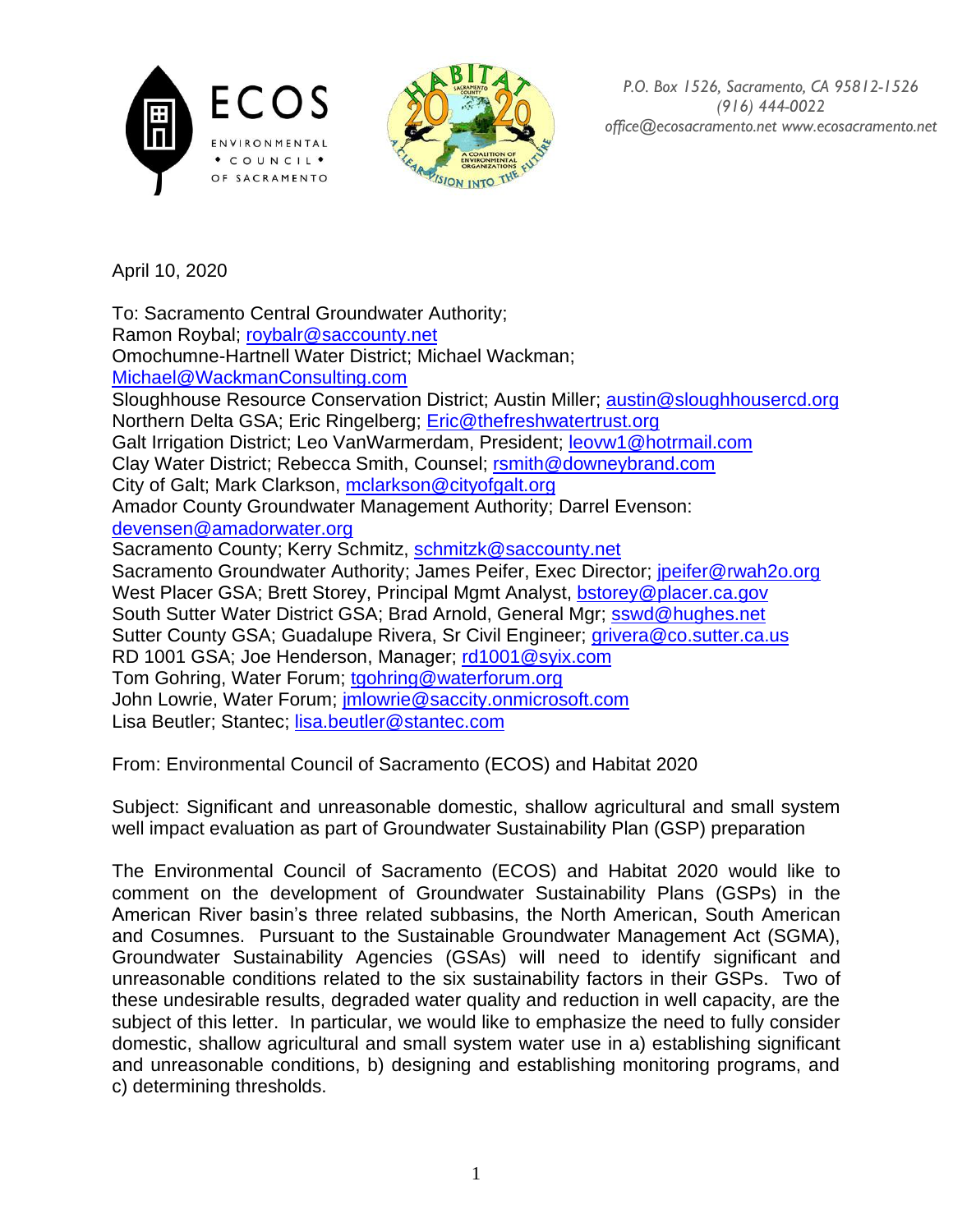ECOS ENVIRONMENTAL • COUNCIL • OF SACRAMENTO

*P.O. Box 1526, Sacramento, CA 95812-1526*
*(916) 444-0022*
*office@ecosacramento.net www.ecosacramento.net*

April 10, 2020

To: Sacramento Central Groundwater Authority;
Ramon Roybal; roybalr@saccounty.net
Omochumne-Hartnell Water District; Michael Wackman;
Michael@WackmanConsulting.com
Sloughhouse Resource Conservation District; Austin Miller; austin@sloughhousercd.org
Northern Delta GSA; Eric Ringelberg; Eric@thefreshwatertrust.org
Galt Irrigation District; Leo VanWarmerdam, President; leovw1@hotrmail.com
Clay Water District; Rebecca Smith, Counsel; rsmith@downeybrand.com
City of Galt; Mark Clarkson, mclarkson@cityofgalt.org
Amador County Groundwater Management Authority; Darrel Evenson:
devensen@amadorwater.org
Sacramento County; Kerry Schmitz, schmitzk@saccounty.net
Sacramento Groundwater Authority; James Peifer, Exec Director; jpeifer@rwah2o.org
West Placer GSA; Brett Storey, Principal Mgmt Analyst, bstorey@placer.ca.gov
South Sutter Water District GSA; Brad Arnold, General Mgr; sswd@hughes.net
Sutter County GSA; Guadalupe Rivera, Sr Civil Engineer; grivera@co.sutter.ca.us
RD 1001 GSA; Joe Henderson, Manager; rd1001@syix.com
Tom Gohring, Water Forum; tgohring@waterforum.org
John Lowrie, Water Forum; jmlowrie@saccity.onmicrosoft.com
Lisa Beutler; Stantec; lisa.beutler@stantec.com

From: Environmental Council of Sacramento (ECOS) and Habitat 2020

Subject: Significant and unreasonable domestic, shallow agricultural and small system well impact evaluation as part of Groundwater Sustainability Plan (GSP) preparation

The Environmental Council of Sacramento (ECOS) and Habitat 2020 would like to comment on the development of Groundwater Sustainability Plans (GSPs) in the American River basin's three related subbasins, the North American, South American and Cosumnes. Pursuant to the Sustainable Groundwater Management Act (SGMA), Groundwater Sustainability Agencies (GSAs) will need to identify significant and unreasonable conditions related to the six sustainability factors in their GSPs. Two of these undesirable results, degraded water quality and reduction in well capacity, are the subject of this letter. In particular, we would like to emphasize the need to fully consider domestic, shallow agricultural and small system water use in a) establishing significant and unreasonable conditions, b) designing and establishing monitoring programs, and c) determining thresholds.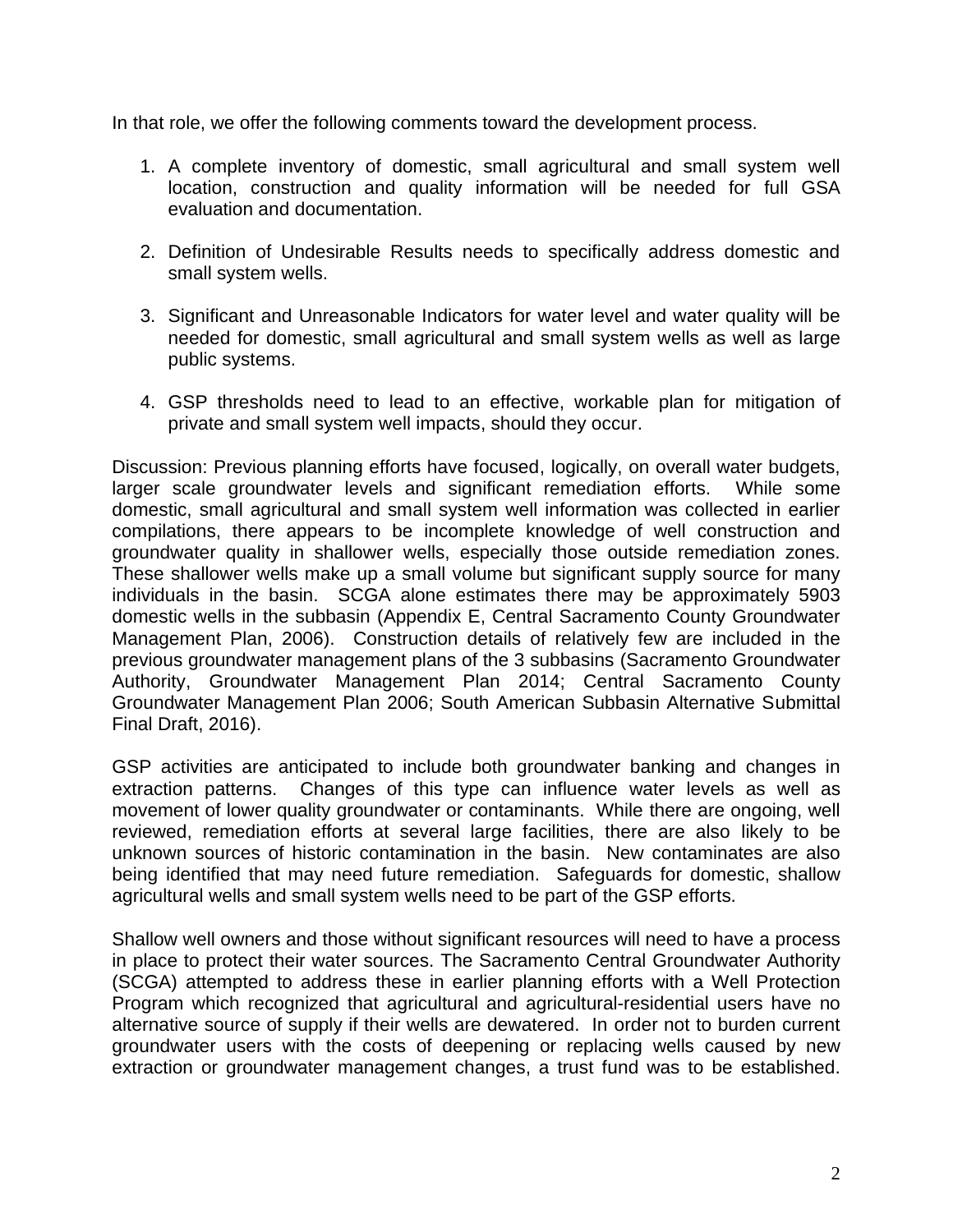In that role, we offer the following comments toward the development process.

1. A complete inventory of domestic, small agricultural and small system well location, construction and quality information will be needed for full GSA evaluation and documentation.

2. Definition of Undesirable Results needs to specifically address domestic and small system wells.

3. Significant and Unreasonable Indicators for water level and water quality will be needed for domestic, small agricultural and small system wells as well as large public systems.

4. GSP thresholds need to lead to an effective, workable plan for mitigation of private and small system well impacts, should they occur.

Discussion: Previous planning efforts have focused, logically, on overall water budgets, larger scale groundwater levels and significant remediation efforts. While some domestic, small agricultural and small system well information was collected in earlier compilations, there appears to be incomplete knowledge of well construction and groundwater quality in shallower wells, especially those outside remediation zones. These shallower wells make up a small volume but significant supply source for many individuals in the basin. SCGA alone estimates there may be approximately 5903 domestic wells in the subbasin (Appendix E, Central Sacramento County Groundwater Management Plan, 2006). Construction details of relatively few are included in the previous groundwater management plans of the 3 subbasins (Sacramento Groundwater Authority, Groundwater Management Plan 2014; Central Sacramento County Groundwater Management Plan 2006; South American Subbasin Alternative Submittal Final Draft, 2016).

GSP activities are anticipated to include both groundwater banking and changes in extraction patterns. Changes of this type can influence water levels as well as movement of lower quality groundwater or contaminants. While there are ongoing, well reviewed, remediation efforts at several large facilities, there are also likely to be unknown sources of historic contamination in the basin. New contaminates are also being identified that may need future remediation. Safeguards for domestic, shallow agricultural wells and small system wells need to be part of the GSP efforts.

Shallow well owners and those without significant resources will need to have a process in place to protect their water sources. The Sacramento Central Groundwater Authority (SCGA) attempted to address these in earlier planning efforts with a Well Protection Program which recognized that agricultural and agricultural-residential users have no alternative source of supply if their wells are dewatered. In order not to burden current groundwater users with the costs of deepening or replacing wells caused by new extraction or groundwater management changes, a trust fund was to be established.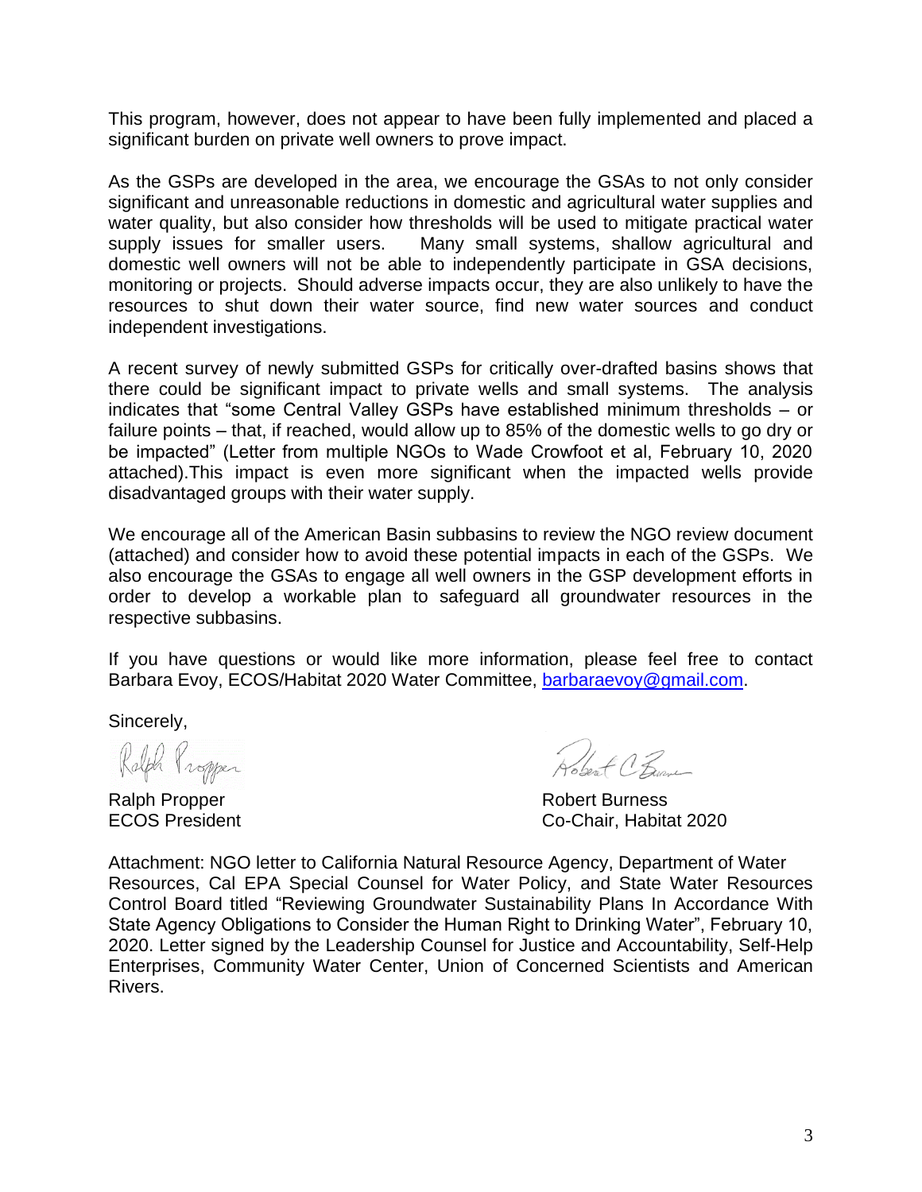This program, however, does not appear to have been fully implemented and placed a significant burden on private well owners to prove impact.

As the GSPs are developed in the area, we encourage the GSAs to not only consider significant and unreasonable reductions in domestic and agricultural water supplies and water quality, but also consider how thresholds will be used to mitigate practical water supply issues for smaller users. Many small systems, shallow agricultural and domestic well owners will not be able to independently participate in GSA decisions, monitoring or projects. Should adverse impacts occur, they are also unlikely to have the resources to shut down their water source, find new water sources and conduct independent investigations.

A recent survey of newly submitted GSPs for critically over-drafted basins shows that there could be significant impact to private wells and small systems. The analysis indicates that "some Central Valley GSPs have established minimum thresholds – or failure points – that, if reached, would allow up to 85% of the domestic wells to go dry or be impacted" (Letter from multiple NGOs to Wade Crowfoot et al, February 10, 2020 attached).This impact is even more significant when the impacted wells provide disadvantaged groups with their water supply.

We encourage all of the American Basin subbasins to review the NGO review document (attached) and consider how to avoid these potential impacts in each of the GSPs. We also encourage the GSAs to engage all well owners in the GSP development efforts in order to develop a workable plan to safeguard all groundwater resources in the respective subbasins.

If you have questions or would like more information, please feel free to contact Barbara Evoy, ECOS/Habitat 2020 Water Committee, barbaraevoy@gmail.com.

Sincerely,

Ralph Propper
ECOS President

Robert Burness
Co-Chair, Habitat 2020

Attachment: NGO letter to California Natural Resource Agency, Department of Water Resources, Cal EPA Special Counsel for Water Policy, and State Water Resources Control Board titled "Reviewing Groundwater Sustainability Plans In Accordance With State Agency Obligations to Consider the Human Right to Drinking Water", February 10, 2020. Letter signed by the Leadership Counsel for Justice and Accountability, Self-Help Enterprises, Community Water Center, Union of Concerned Scientists and American Rivers.